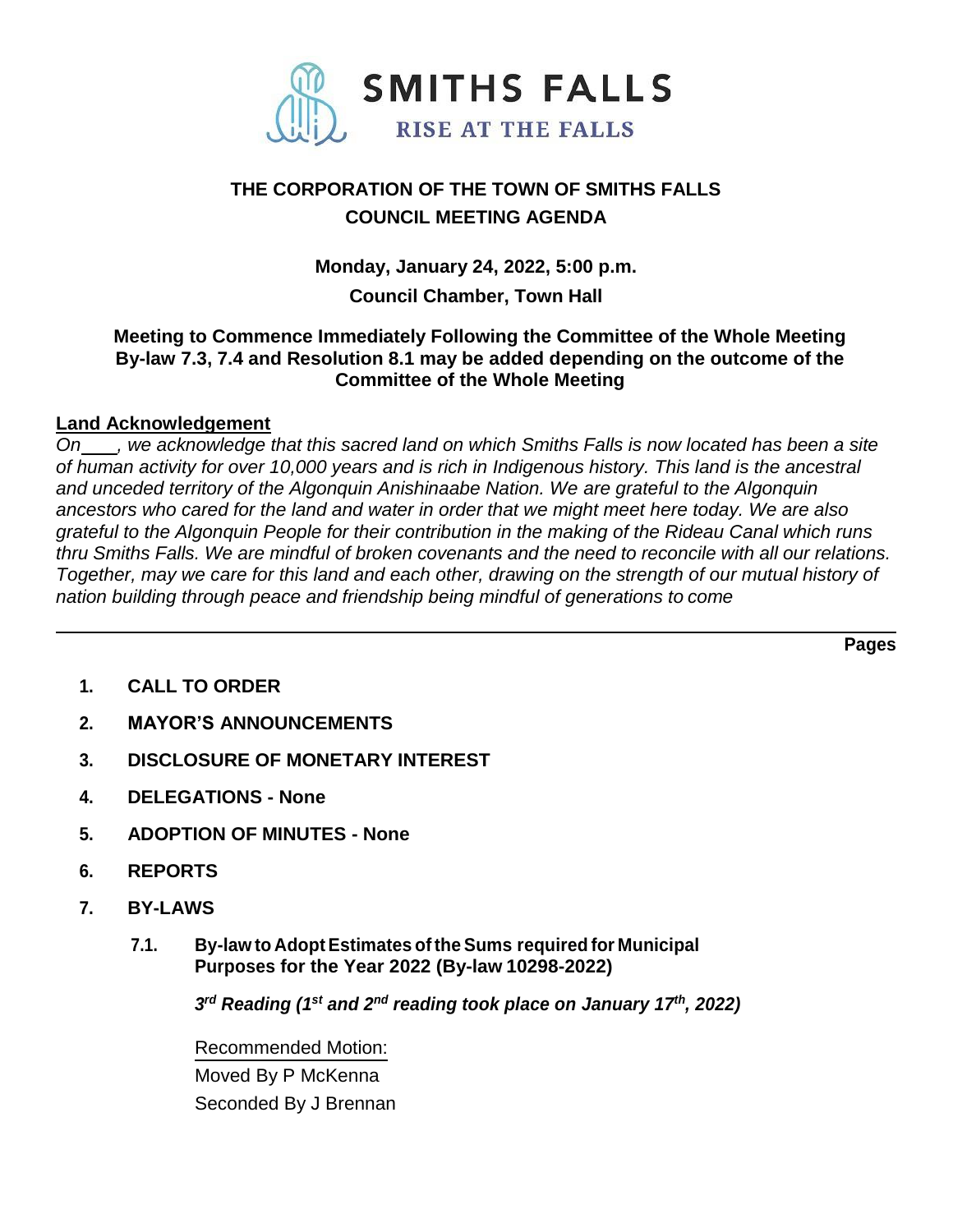SMITHS FALLS

RISE AT THE FALLS

# THE CORPORATION OF THE TOWN OF SMITHS FALLS
# COUNCIL MEETING AGENDA

**Monday, January 24, 2022, 5:00 p.m.**

**Council Chamber, Town Hall**

**Meeting to Commence Immediately Following the Committee of the Whole Meeting By-law 7.3, 7.4 and Resolution 8.1 may be added depending on the outcome of the Committee of the Whole Meeting**

**Land Acknowledgement**

*On\_\_\_\_, we acknowledge that this sacred land on which Smiths Falls is now located has been a site of human activity for over 10,000 years and is rich in Indigenous history. This land is the ancestral and unceded territory of the Algonquin Anishinaabe Nation. We are grateful to the Algonquin ancestors who cared for the land and water in order that we might meet here today. We are also grateful to the Algonquin People for their contribution in the making of the Rideau Canal which runs thru Smiths Falls. We are mindful of broken covenants and the need to reconcile with all our relations. Together, may we care for this land and each other, drawing on the strength of our mutual history of nation building through peace and friendship being mindful of generations to come*

---

**Pages**

1. **CALL TO ORDER**
2. **MAYOR'S ANNOUNCEMENTS**
3. **DISCLOSURE OF MONETARY INTEREST**
4. **DELEGATIONS - None**
5. **ADOPTION OF MINUTES - None**
6. **REPORTS**
7. **BY-LAWS**

   7.1. **By-law to Adopt Estimates of the Sums required for Municipal Purposes for the Year 2022 (By-law 10298-2022)**

   ***3rd Reading (1st and 2nd reading took place on January 17th, 2022)***

   Recommended Motion:

   Moved By P McKenna

   Seconded By J Brennan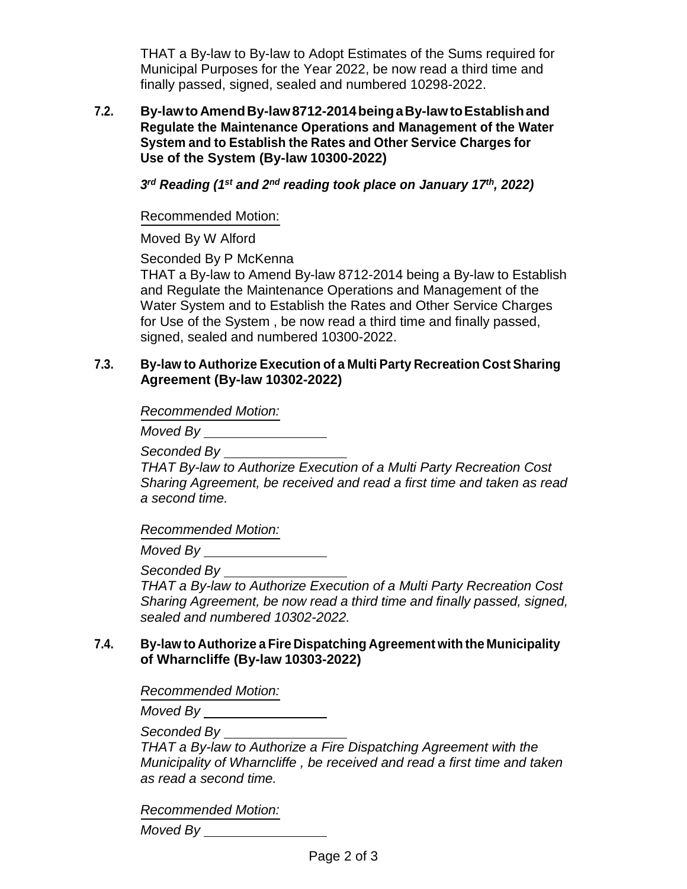THAT a By-law to By-law to Adopt Estimates of the Sums required for Municipal Purposes for the Year 2022, be now read a third time and finally passed, signed, sealed and numbered 10298-2022.

### 7.2. By-law to Amend By-law 8712-2014 being a By-law to Establish and Regulate the Maintenance Operations and Management of the Water System and to Establish the Rates and Other Service Charges for Use of the System (By-law 10300-2022)

***3rd Reading (1st and 2nd reading took place on January 17th, 2022)***

Recommended Motion:

Moved By W Alford

Seconded By P McKenna

THAT a By-law to Amend By-law 8712-2014 being a By-law to Establish and Regulate the Maintenance Operations and Management of the Water System and to Establish the Rates and Other Service Charges for Use of the System , be now read a third time and finally passed, signed, sealed and numbered 10300-2022.

### 7.3. By-law to Authorize Execution of a Multi Party Recreation Cost Sharing Agreement (By-law 10302-2022)

*Recommended Motion:*

*Moved By* ________________

*Seconded By* ________________

*THAT By-law to Authorize Execution of a Multi Party Recreation Cost Sharing Agreement, be received and read a first time and taken as read a second time.*

*Recommended Motion:*

*Moved By* ________________

*Seconded By* ________________

*THAT a By-law to Authorize Execution of a Multi Party Recreation Cost Sharing Agreement, be now read a third time and finally passed, signed, sealed and numbered 10302-2022.*

### 7.4. By-law to Authorize a Fire Dispatching Agreement with the Municipality of Wharncliffe (By-law 10303-2022)

*Recommended Motion:*

*Moved By* ________________

*Seconded By* ________________

*THAT a By-law to Authorize a Fire Dispatching Agreement with the Municipality of Wharncliffe , be received and read a first time and taken as read a second time.*

*Recommended Motion:*

*Moved By* ________________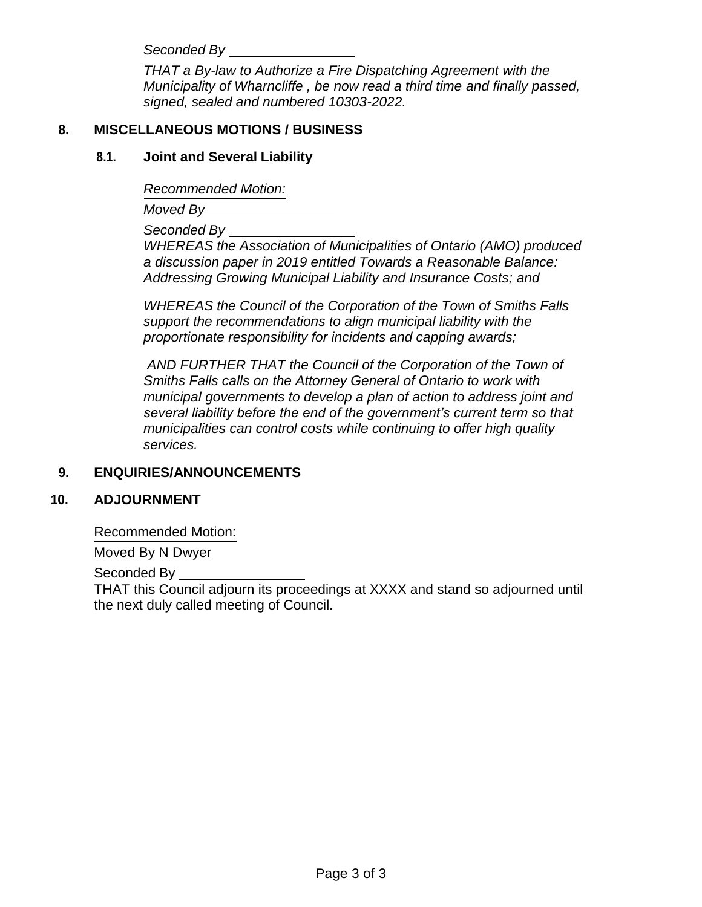*Seconded By* \_\_\_\_\_\_\_\_\_\_\_\_\_\_\_\_

*THAT a By-law to Authorize a Fire Dispatching Agreement with the Municipality of Wharncliffe , be now read a third time and finally passed, signed, sealed and numbered 10303-2022.*

## 8. MISCELLANEOUS MOTIONS / BUSINESS

### 8.1. Joint and Several Liability

*Recommended Motion:*

*Moved By* \_\_\_\_\_\_\_\_\_\_\_\_\_\_\_\_

*Seconded By* \_\_\_\_\_\_\_\_\_\_\_\_\_\_\_\_

*WHEREAS the Association of Municipalities of Ontario (AMO) produced a discussion paper in 2019 entitled Towards a Reasonable Balance: Addressing Growing Municipal Liability and Insurance Costs; and*

*WHEREAS the Council of the Corporation of the Town of Smiths Falls support the recommendations to align municipal liability with the proportionate responsibility for incidents and capping awards;*

*AND FURTHER THAT the Council of the Corporation of the Town of Smiths Falls calls on the Attorney General of Ontario to work with municipal governments to develop a plan of action to address joint and several liability before the end of the government's current term so that municipalities can control costs while continuing to offer high quality services.*

## 9. ENQUIRIES/ANNOUNCEMENTS

## 10. ADJOURNMENT

Recommended Motion:

Moved By N Dwyer

Seconded By \_\_\_\_\_\_\_\_\_\_\_\_\_\_\_\_

THAT this Council adjourn its proceedings at XXXX and stand so adjourned until the next duly called meeting of Council.